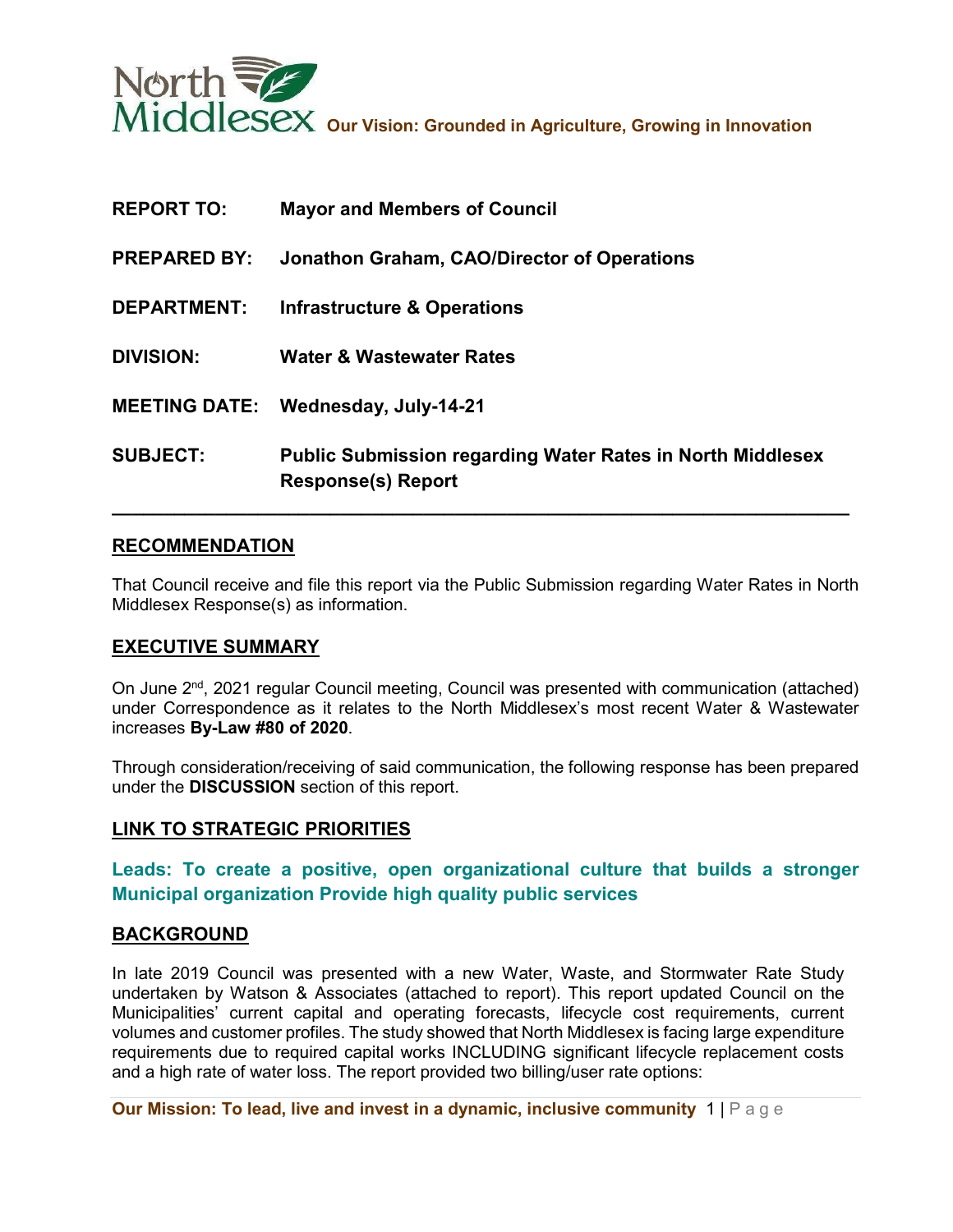North Middlesex **Our Vision: Grounded in Agriculture, Growing in Innovation**

| | |
|---|---|
| **REPORT TO:** | **Mayor and Members of Council** |
| **PREPARED BY:** | **Jonathon Graham, CAO/Director of Operations** |
| **DEPARTMENT:** | **Infrastructure & Operations** |
| **DIVISION:** | **Water & Wastewater Rates** |
| **MEETING DATE:** | **Wednesday, July-14-21** |
| **SUBJECT:** | **Public Submission regarding Water Rates in North Middlesex Response(s) Report** |

---

## RECOMMENDATION

That Council receive and file this report via the Public Submission regarding Water Rates in North Middlesex Response(s) as information.

## EXECUTIVE SUMMARY

On June 2nd, 2021 regular Council meeting, Council was presented with communication (attached) under Correspondence as it relates to the North Middlesex's most recent Water & Wastewater increases **By-Law #80 of 2020**.

Through consideration/receiving of said communication, the following response has been prepared under the **DISCUSSION** section of this report.

## LINK TO STRATEGIC PRIORITIES

**Leads: To create a positive, open organizational culture that builds a stronger Municipal organization Provide high quality public services**

## BACKGROUND

In late 2019 Council was presented with a new Water, Waste, and Stormwater Rate Study undertaken by Watson & Associates (attached to report). This report updated Council on the Municipalities' current capital and operating forecasts, lifecycle cost requirements, current volumes and customer profiles. The study showed that North Middlesex is facing large expenditure requirements due to required capital works INCLUDING significant lifecycle replacement costs and a high rate of water loss. The report provided two billing/user rate options:

**Our Mission: To lead, live and invest in a dynamic, inclusive community**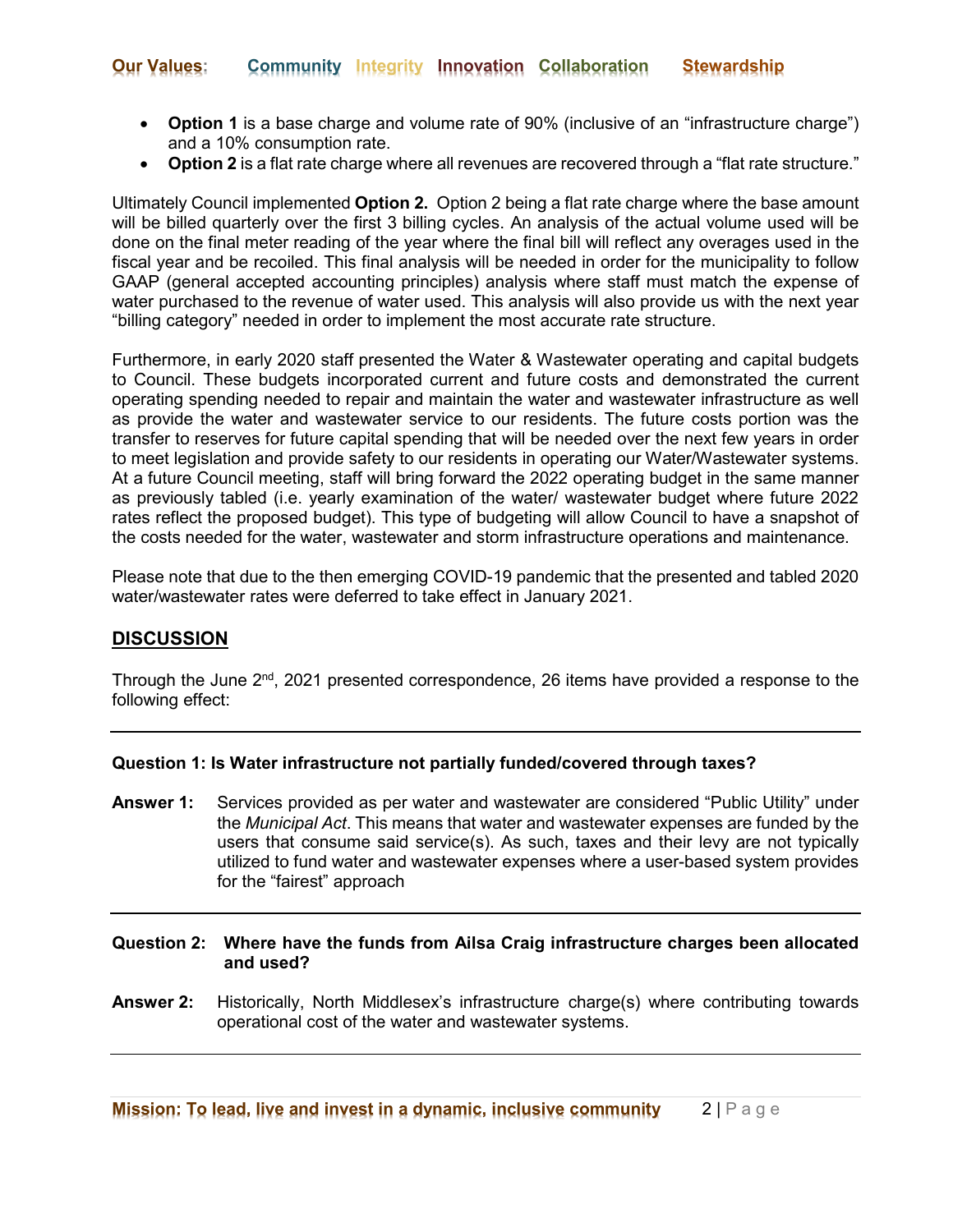- **Option 1** is a base charge and volume rate of 90% (inclusive of an "infrastructure charge") and a 10% consumption rate.
- **Option 2** is a flat rate charge where all revenues are recovered through a "flat rate structure."

Ultimately Council implemented **Option 2.** Option 2 being a flat rate charge where the base amount will be billed quarterly over the first 3 billing cycles. An analysis of the actual volume used will be done on the final meter reading of the year where the final bill will reflect any overages used in the fiscal year and be recoiled. This final analysis will be needed in order for the municipality to follow GAAP (general accepted accounting principles) analysis where staff must match the expense of water purchased to the revenue of water used. This analysis will also provide us with the next year "billing category" needed in order to implement the most accurate rate structure.

Furthermore, in early 2020 staff presented the Water & Wastewater operating and capital budgets to Council. These budgets incorporated current and future costs and demonstrated the current operating spending needed to repair and maintain the water and wastewater infrastructure as well as provide the water and wastewater service to our residents. The future costs portion was the transfer to reserves for future capital spending that will be needed over the next few years in order to meet legislation and provide safety to our residents in operating our Water/Wastewater systems. At a future Council meeting, staff will bring forward the 2022 operating budget in the same manner as previously tabled (i.e. yearly examination of the water/ wastewater budget where future 2022 rates reflect the proposed budget). This type of budgeting will allow Council to have a snapshot of the costs needed for the water, wastewater and storm infrastructure operations and maintenance.

Please note that due to the then emerging COVID-19 pandemic that the presented and tabled 2020 water/wastewater rates were deferred to take effect in January 2021.

## DISCUSSION

Through the June 2nd, 2021 presented correspondence, 26 items have provided a response to the following effect:

---

**Question 1: Is Water infrastructure not partially funded/covered through taxes?**

**Answer 1:** Services provided as per water and wastewater are considered "Public Utility" under the *Municipal Act*. This means that water and wastewater expenses are funded by the users that consume said service(s). As such, taxes and their levy are not typically utilized to fund water and wastewater expenses where a user-based system provides for the "fairest" approach

---

**Question 2: Where have the funds from Ailsa Craig infrastructure charges been allocated and used?**

**Answer 2:** Historically, North Middlesex's infrastructure charge(s) where contributing towards operational cost of the water and wastewater systems.

---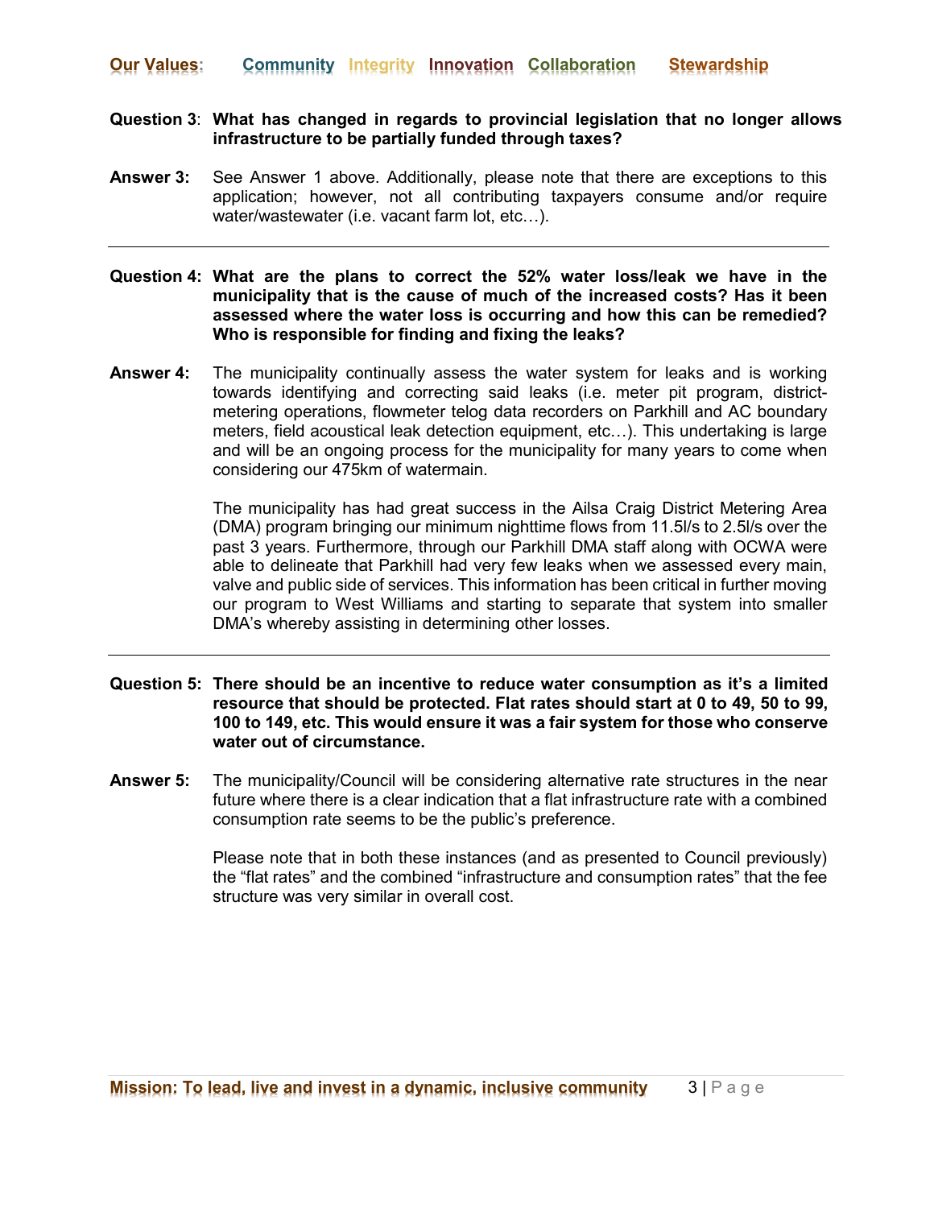**Question 3**: **What has changed in regards to provincial legislation that no longer allows infrastructure to be partially funded through taxes?**

**Answer 3:** See Answer 1 above. Additionally, please note that there are exceptions to this application; however, not all contributing taxpayers consume and/or require water/wastewater (i.e. vacant farm lot, etc…).

---

**Question 4: What are the plans to correct the 52% water loss/leak we have in the municipality that is the cause of much of the increased costs? Has it been assessed where the water loss is occurring and how this can be remedied? Who is responsible for finding and fixing the leaks?**

**Answer 4:** The municipality continually assess the water system for leaks and is working towards identifying and correcting said leaks (i.e. meter pit program, district-metering operations, flowmeter telog data recorders on Parkhill and AC boundary meters, field acoustical leak detection equipment, etc…). This undertaking is large and will be an ongoing process for the municipality for many years to come when considering our 475km of watermain.

The municipality has had great success in the Ailsa Craig District Metering Area (DMA) program bringing our minimum nighttime flows from 11.5l/s to 2.5l/s over the past 3 years. Furthermore, through our Parkhill DMA staff along with OCWA were able to delineate that Parkhill had very few leaks when we assessed every main, valve and public side of services. This information has been critical in further moving our program to West Williams and starting to separate that system into smaller DMA's whereby assisting in determining other losses.

---

**Question 5: There should be an incentive to reduce water consumption as it's a limited resource that should be protected. Flat rates should start at 0 to 49, 50 to 99, 100 to 149, etc. This would ensure it was a fair system for those who conserve water out of circumstance.**

**Answer 5:** The municipality/Council will be considering alternative rate structures in the near future where there is a clear indication that a flat infrastructure rate with a combined consumption rate seems to be the public's preference.

Please note that in both these instances (and as presented to Council previously) the "flat rates" and the combined "infrastructure and consumption rates" that the fee structure was very similar in overall cost.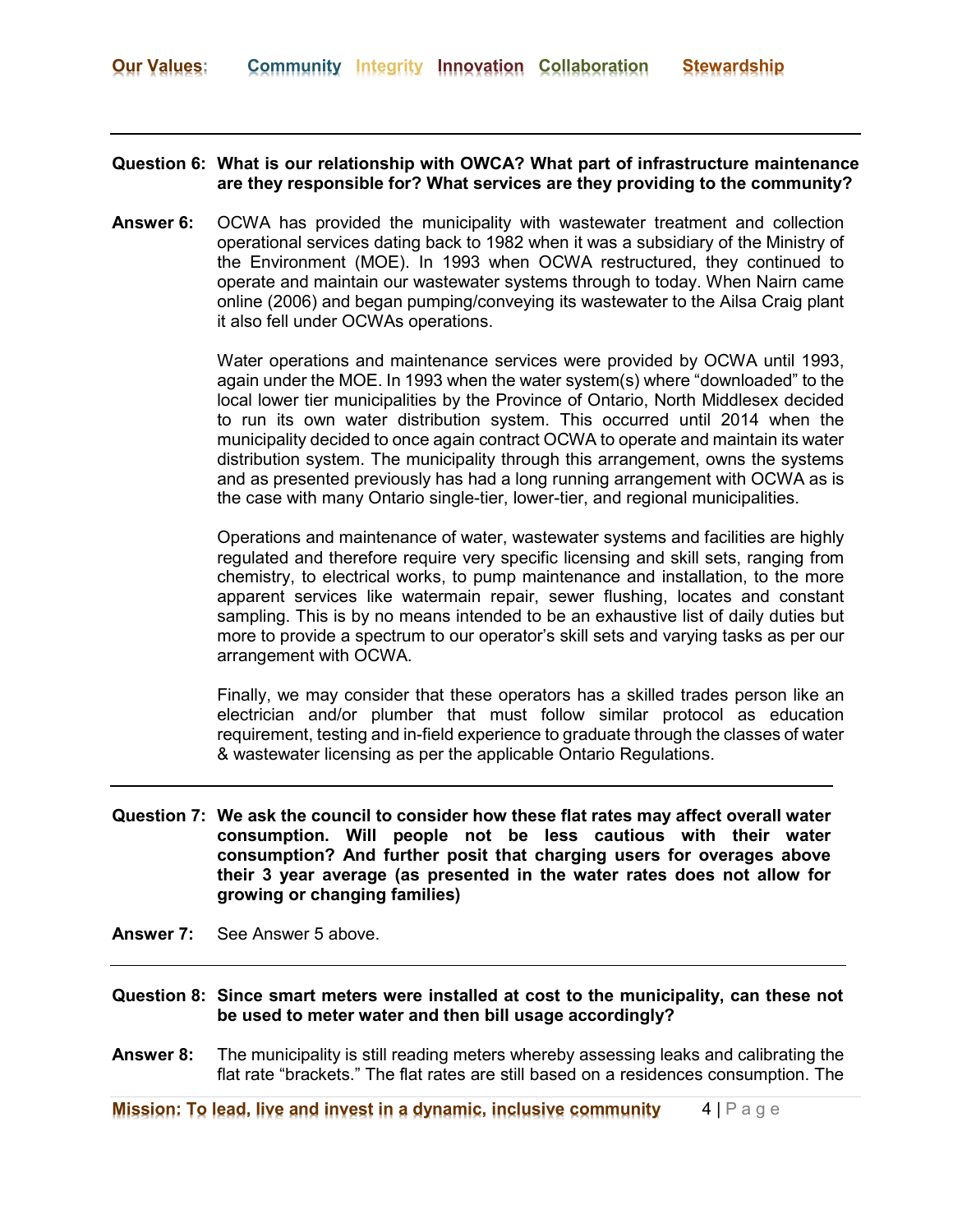**Question 6: What is our relationship with OWCA? What part of infrastructure maintenance are they responsible for? What services are they providing to the community?**

**Answer 6:** OCWA has provided the municipality with wastewater treatment and collection operational services dating back to 1982 when it was a subsidiary of the Ministry of the Environment (MOE). In 1993 when OCWA restructured, they continued to operate and maintain our wastewater systems through to today. When Nairn came online (2006) and began pumping/conveying its wastewater to the Ailsa Craig plant it also fell under OCWAs operations.

Water operations and maintenance services were provided by OCWA until 1993, again under the MOE. In 1993 when the water system(s) where "downloaded" to the local lower tier municipalities by the Province of Ontario, North Middlesex decided to run its own water distribution system. This occurred until 2014 when the municipality decided to once again contract OCWA to operate and maintain its water distribution system. The municipality through this arrangement, owns the systems and as presented previously has had a long running arrangement with OCWA as is the case with many Ontario single-tier, lower-tier, and regional municipalities.

Operations and maintenance of water, wastewater systems and facilities are highly regulated and therefore require very specific licensing and skill sets, ranging from chemistry, to electrical works, to pump maintenance and installation, to the more apparent services like watermain repair, sewer flushing, locates and constant sampling. This is by no means intended to be an exhaustive list of daily duties but more to provide a spectrum to our operator's skill sets and varying tasks as per our arrangement with OCWA.

Finally, we may consider that these operators has a skilled trades person like an electrician and/or plumber that must follow similar protocol as education requirement, testing and in-field experience to graduate through the classes of water & wastewater licensing as per the applicable Ontario Regulations.

---

**Question 7: We ask the council to consider how these flat rates may affect overall water consumption. Will people not be less cautious with their water consumption? And further posit that charging users for overages above their 3 year average (as presented in the water rates does not allow for growing or changing families)**

**Answer 7:** See Answer 5 above.

---

**Question 8: Since smart meters were installed at cost to the municipality, can these not be used to meter water and then bill usage accordingly?**

**Answer 8:** The municipality is still reading meters whereby assessing leaks and calibrating the flat rate "brackets." The flat rates are still based on a residences consumption. The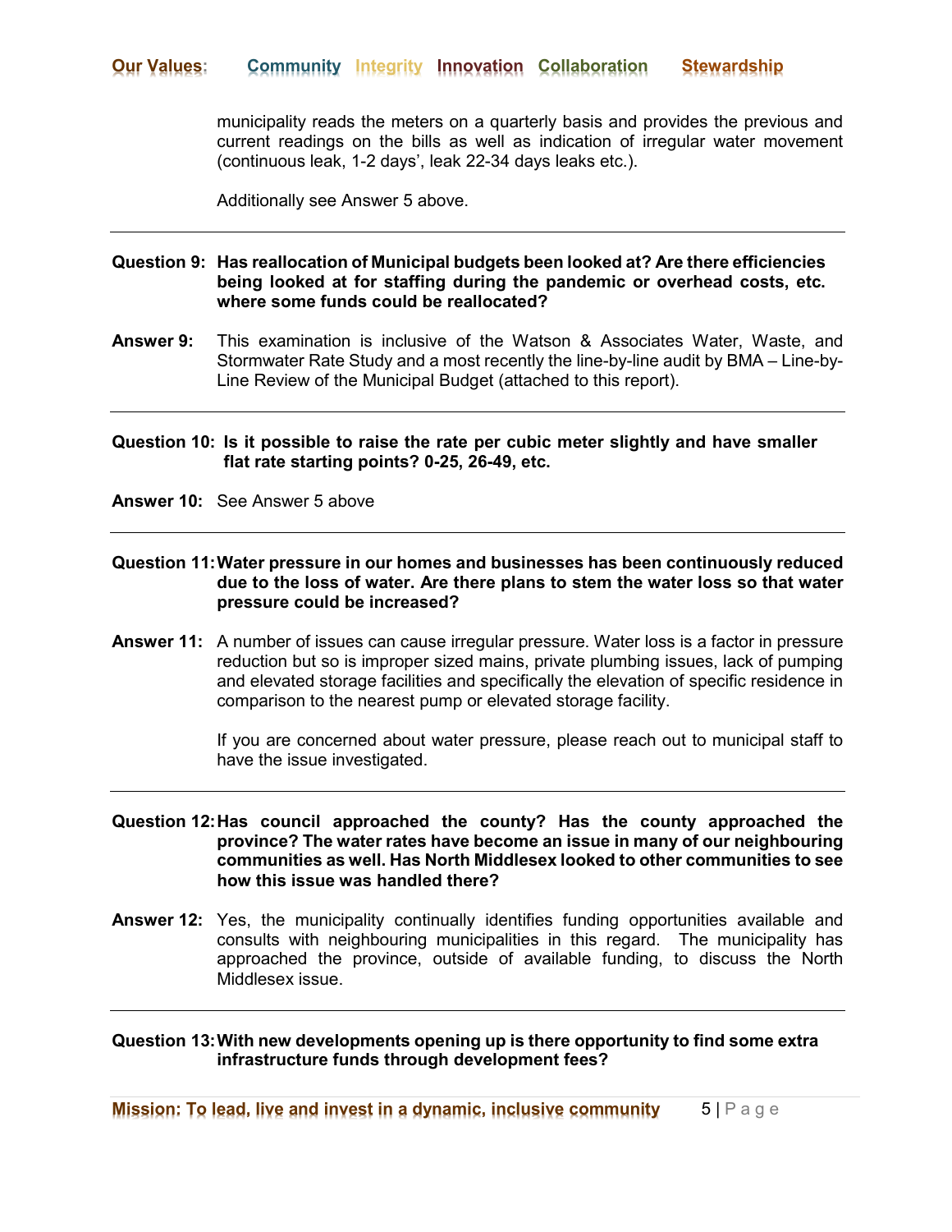municipality reads the meters on a quarterly basis and provides the previous and current readings on the bills as well as indication of irregular water movement (continuous leak, 1-2 days', leak 22-34 days leaks etc.).

Additionally see Answer 5 above.

---

**Question 9: Has reallocation of Municipal budgets been looked at? Are there efficiencies being looked at for staffing during the pandemic or overhead costs, etc. where some funds could be reallocated?**

**Answer 9:** This examination is inclusive of the Watson & Associates Water, Waste, and Stormwater Rate Study and a most recently the line-by-line audit by BMA – Line-by-Line Review of the Municipal Budget (attached to this report).

---

**Question 10: Is it possible to raise the rate per cubic meter slightly and have smaller flat rate starting points? 0-25, 26-49, etc.**

**Answer 10:** See Answer 5 above

---

**Question 11: Water pressure in our homes and businesses has been continuously reduced due to the loss of water. Are there plans to stem the water loss so that water pressure could be increased?**

**Answer 11:** A number of issues can cause irregular pressure. Water loss is a factor in pressure reduction but so is improper sized mains, private plumbing issues, lack of pumping and elevated storage facilities and specifically the elevation of specific residence in comparison to the nearest pump or elevated storage facility.

If you are concerned about water pressure, please reach out to municipal staff to have the issue investigated.

---

**Question 12: Has council approached the county? Has the county approached the province? The water rates have become an issue in many of our neighbouring communities as well. Has North Middlesex looked to other communities to see how this issue was handled there?**

**Answer 12:** Yes, the municipality continually identifies funding opportunities available and consults with neighbouring municipalities in this regard. The municipality has approached the province, outside of available funding, to discuss the North Middlesex issue.

---

**Question 13: With new developments opening up is there opportunity to find some extra infrastructure funds through development fees?**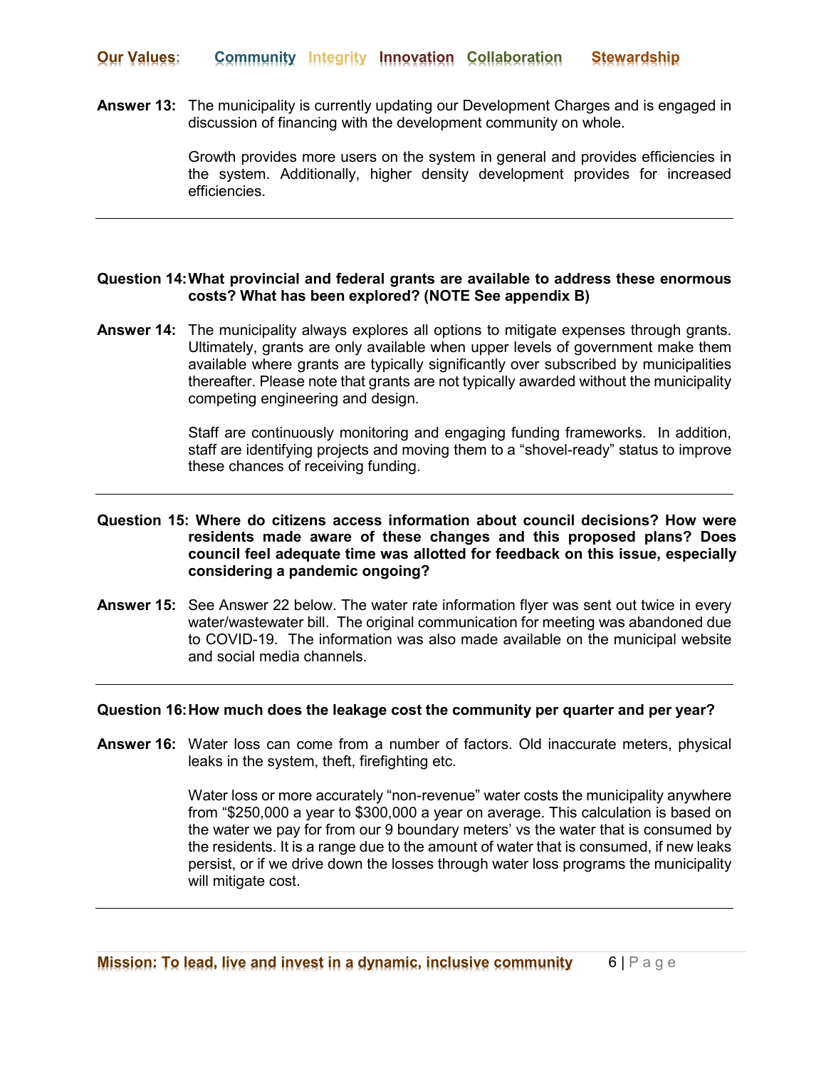**Answer 13:** The municipality is currently updating our Development Charges and is engaged in discussion of financing with the development community on whole.

Growth provides more users on the system in general and provides efficiencies in the system. Additionally, higher density development provides for increased efficiencies.

---

**Question 14: What provincial and federal grants are available to address these enormous costs? What has been explored? (NOTE See appendix B)**

**Answer 14:** The municipality always explores all options to mitigate expenses through grants. Ultimately, grants are only available when upper levels of government make them available where grants are typically significantly over subscribed by municipalities thereafter. Please note that grants are not typically awarded without the municipality competing engineering and design.

Staff are continuously monitoring and engaging funding frameworks. In addition, staff are identifying projects and moving them to a "shovel-ready" status to improve these chances of receiving funding.

---

**Question 15: Where do citizens access information about council decisions? How were residents made aware of these changes and this proposed plans? Does council feel adequate time was allotted for feedback on this issue, especially considering a pandemic ongoing?**

**Answer 15:** See Answer 22 below. The water rate information flyer was sent out twice in every water/wastewater bill. The original communication for meeting was abandoned due to COVID-19. The information was also made available on the municipal website and social media channels.

---

**Question 16: How much does the leakage cost the community per quarter and per year?**

**Answer 16:** Water loss can come from a number of factors. Old inaccurate meters, physical leaks in the system, theft, firefighting etc.

Water loss or more accurately "non-revenue" water costs the municipality anywhere from "$250,000 a year to $300,000 a year on average. This calculation is based on the water we pay for from our 9 boundary meters' vs the water that is consumed by the residents. It is a range due to the amount of water that is consumed, if new leaks persist, or if we drive down the losses through water loss programs the municipality will mitigate cost.

---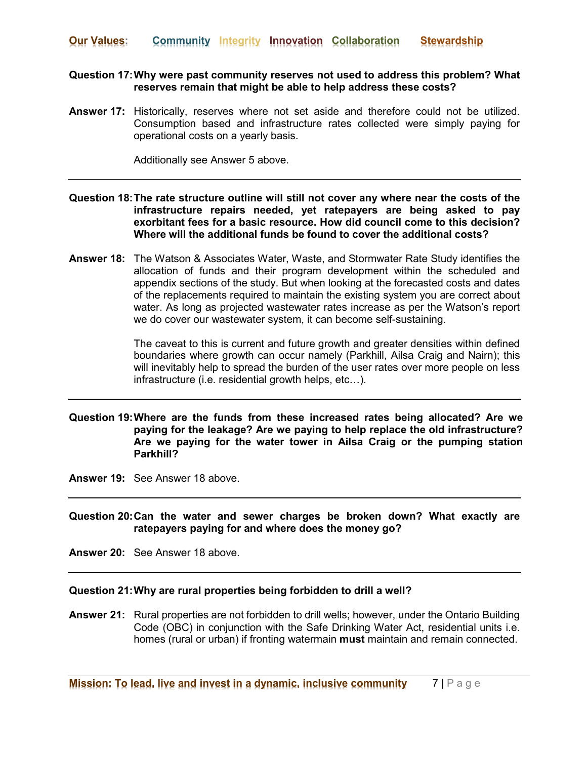**Question 17: Why were past community reserves not used to address this problem? What reserves remain that might be able to help address these costs?**

**Answer 17:** Historically, reserves where not set aside and therefore could not be utilized. Consumption based and infrastructure rates collected were simply paying for operational costs on a yearly basis.

Additionally see Answer 5 above.

---

**Question 18: The rate structure outline will still not cover any where near the costs of the infrastructure repairs needed, yet ratepayers are being asked to pay exorbitant fees for a basic resource. How did council come to this decision? Where will the additional funds be found to cover the additional costs?**

**Answer 18:** The Watson & Associates Water, Waste, and Stormwater Rate Study identifies the allocation of funds and their program development within the scheduled and appendix sections of the study. But when looking at the forecasted costs and dates of the replacements required to maintain the existing system you are correct about water. As long as projected wastewater rates increase as per the Watson's report we do cover our wastewater system, it can become self-sustaining.

The caveat to this is current and future growth and greater densities within defined boundaries where growth can occur namely (Parkhill, Ailsa Craig and Nairn); this will inevitably help to spread the burden of the user rates over more people on less infrastructure (i.e. residential growth helps, etc…).

---

**Question 19: Where are the funds from these increased rates being allocated? Are we paying for the leakage? Are we paying to help replace the old infrastructure? Are we paying for the water tower in Ailsa Craig or the pumping station Parkhill?**

**Answer 19:** See Answer 18 above.

---

**Question 20: Can the water and sewer charges be broken down? What exactly are ratepayers paying for and where does the money go?**

**Answer 20:** See Answer 18 above.

---

**Question 21: Why are rural properties being forbidden to drill a well?**

**Answer 21:** Rural properties are not forbidden to drill wells; however, under the Ontario Building Code (OBC) in conjunction with the Safe Drinking Water Act, residential units i.e. homes (rural or urban) if fronting watermain **must** maintain and remain connected.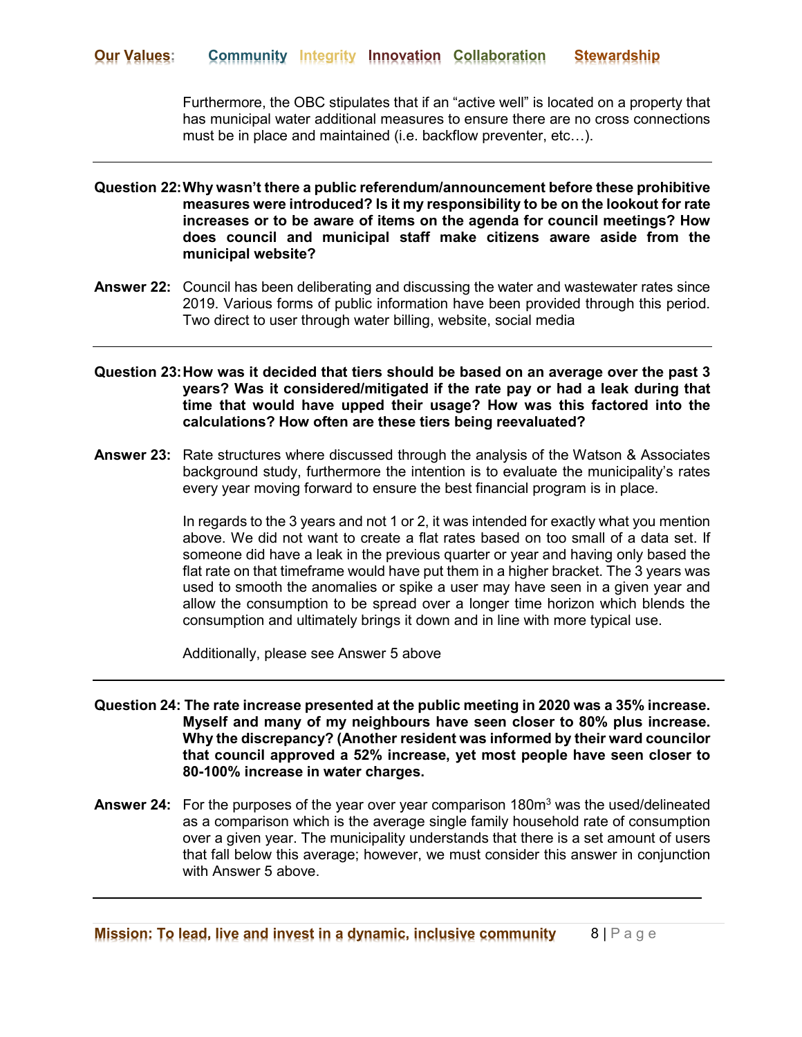Furthermore, the OBC stipulates that if an "active well" is located on a property that has municipal water additional measures to ensure there are no cross connections must be in place and maintained (i.e. backflow preventer, etc…).

---

**Question 22: Why wasn't there a public referendum/announcement before these prohibitive measures were introduced? Is it my responsibility to be on the lookout for rate increases or to be aware of items on the agenda for council meetings? How does council and municipal staff make citizens aware aside from the municipal website?**

**Answer 22:** Council has been deliberating and discussing the water and wastewater rates since 2019. Various forms of public information have been provided through this period. Two direct to user through water billing, website, social media

---

**Question 23: How was it decided that tiers should be based on an average over the past 3 years? Was it considered/mitigated if the rate pay or had a leak during that time that would have upped their usage? How was this factored into the calculations? How often are these tiers being reevaluated?**

**Answer 23:** Rate structures where discussed through the analysis of the Watson & Associates background study, furthermore the intention is to evaluate the municipality's rates every year moving forward to ensure the best financial program is in place.

In regards to the 3 years and not 1 or 2, it was intended for exactly what you mention above. We did not want to create a flat rates based on too small of a data set. If someone did have a leak in the previous quarter or year and having only based the flat rate on that timeframe would have put them in a higher bracket. The 3 years was used to smooth the anomalies or spike a user may have seen in a given year and allow the consumption to be spread over a longer time horizon which blends the consumption and ultimately brings it down and in line with more typical use.

Additionally, please see Answer 5 above

---

**Question 24: The rate increase presented at the public meeting in 2020 was a 35% increase. Myself and many of my neighbours have seen closer to 80% plus increase. Why the discrepancy? (Another resident was informed by their ward councilor that council approved a 52% increase, yet most people have seen closer to 80-100% increase in water charges.**

**Answer 24:** For the purposes of the year over year comparison 180m$^3$ was the used/delineated as a comparison which is the average single family household rate of consumption over a given year. The municipality understands that there is a set amount of users that fall below this average; however, we must consider this answer in conjunction with Answer 5 above.

---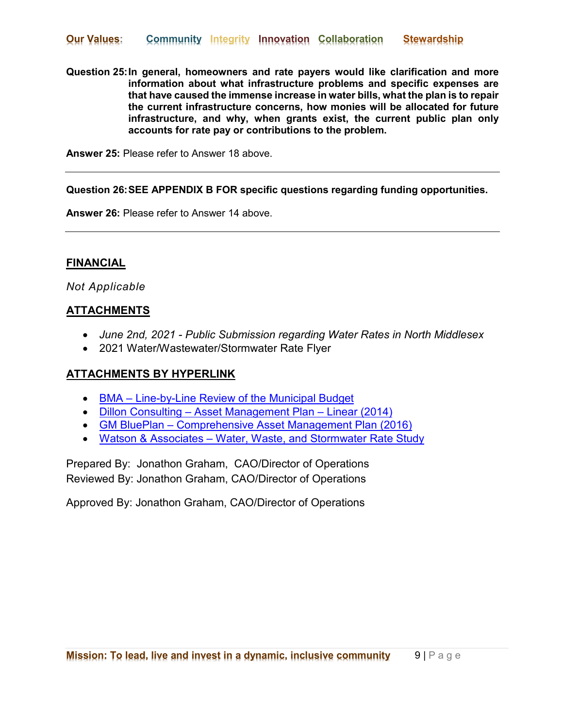**Question 25:** **In general, homeowners and rate payers would like clarification and more information about what infrastructure problems and specific expenses are that have caused the immense increase in water bills, what the plan is to repair the current infrastructure concerns, how monies will be allocated for future infrastructure, and why, when grants exist, the current public plan only accounts for rate pay or contributions to the problem.**

**Answer 25:** Please refer to Answer 18 above.

---

**Question 26:** **SEE APPENDIX B FOR specific questions regarding funding opportunities.**

**Answer 26:** Please refer to Answer 14 above.

---

## FINANCIAL

*Not Applicable*

## ATTACHMENTS

- *June 2nd, 2021 - Public Submission regarding Water Rates in North Middlesex*
- 2021 Water/Wastewater/Stormwater Rate Flyer

## ATTACHMENTS BY HYPERLINK

- BMA – Line-by-Line Review of the Municipal Budget
- Dillon Consulting – Asset Management Plan – Linear (2014)
- GM BluePlan – Comprehensive Asset Management Plan (2016)
- Watson & Associates – Water, Waste, and Stormwater Rate Study

Prepared By: Jonathon Graham, CAO/Director of Operations
Reviewed By: Jonathon Graham, CAO/Director of Operations

Approved By: Jonathon Graham, CAO/Director of Operations